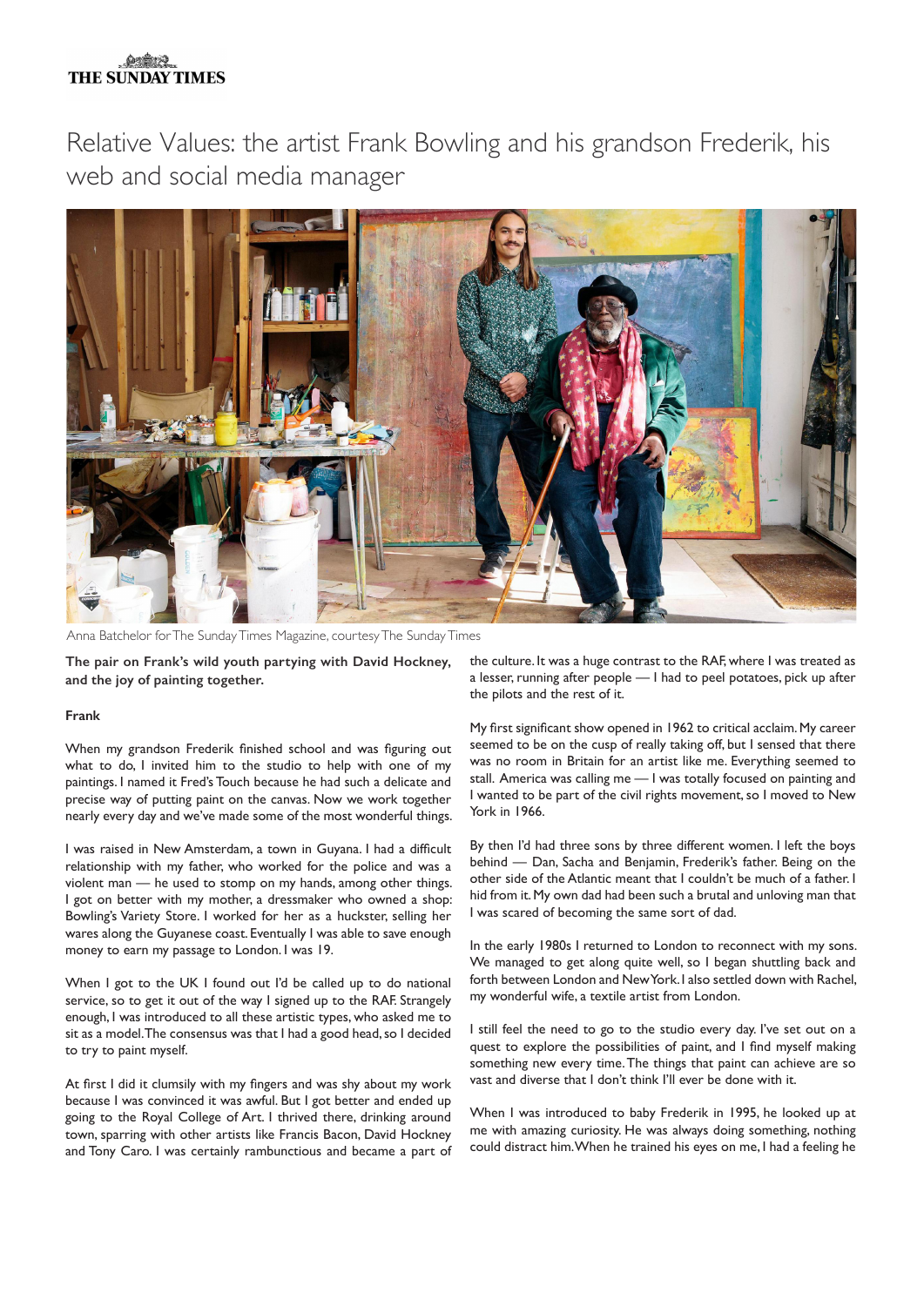**THE SUNDAY TIMES**

# Relative Values: the artist Frank Bowling and his grandson Frederik, his web and social media manager

Anna Batchelor for The Sunday Times Magazine, courtesy The Sunday Times

**The pair on Frank's wild youth partying with David Hockney, and the joy of painting together.**

**Frank**

When my grandson Frederik finished school and was figuring out what to do, I invited him to the studio to help with one of my paintings. I named it Fred's Touch because he had such a delicate and precise way of putting paint on the canvas. Now we work together nearly every day and we've made some of the most wonderful things.

I was raised in New Amsterdam, a town in Guyana. I had a difficult relationship with my father, who worked for the police and was a violent man — he used to stomp on my hands, among other things. I got on better with my mother, a dressmaker who owned a shop: Bowling's Variety Store. I worked for her as a huckster, selling her wares along the Guyanese coast. Eventually I was able to save enough money to earn my passage to London. I was 19.

When I got to the UK I found out I'd be called up to do national service, so to get it out of the way I signed up to the RAF. Strangely enough, I was introduced to all these artistic types, who asked me to sit as a model. The consensus was that I had a good head, so I decided to try to paint myself.

At first I did it clumsily with my fingers and was shy about my work because I was convinced it was awful. But I got better and ended up going to the Royal College of Art. I thrived there, drinking around town, sparring with other artists like Francis Bacon, David Hockney and Tony Caro. I was certainly rambunctious and became a part of the culture. It was a huge contrast to the RAF, where I was treated as a lesser, running after people — I had to peel potatoes, pick up after the pilots and the rest of it.

My first significant show opened in 1962 to critical acclaim. My career seemed to be on the cusp of really taking off, but I sensed that there was no room in Britain for an artist like me. Everything seemed to stall. America was calling me — I was totally focused on painting and I wanted to be part of the civil rights movement, so I moved to New York in 1966.

By then I'd had three sons by three different women. I left the boys behind — Dan, Sacha and Benjamin, Frederik's father. Being on the other side of the Atlantic meant that I couldn't be much of a father. I hid from it. My own dad had been such a brutal and unloving man that I was scared of becoming the same sort of dad.

In the early 1980s I returned to London to reconnect with my sons. We managed to get along quite well, so I began shuttling back and forth between London and New York. I also settled down with Rachel, my wonderful wife, a textile artist from London.

I still feel the need to go to the studio every day. I've set out on a quest to explore the possibilities of paint, and I find myself making something new every time. The things that paint can achieve are so vast and diverse that I don't think I'll ever be done with it.

When I was introduced to baby Frederik in 1995, he looked up at me with amazing curiosity. He was always doing something, nothing could distract him. When he trained his eyes on me, I had a feeling he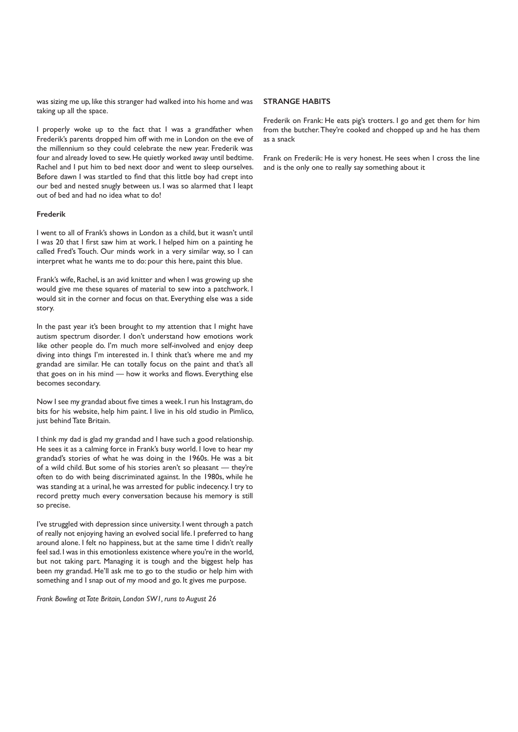was sizing me up, like this stranger had walked into his home and was taking up all the space.

I properly woke up to the fact that I was a grandfather when Frederik's parents dropped him off with me in London on the eve of the millennium so they could celebrate the new year. Frederik was four and already loved to sew. He quietly worked away until bedtime. Rachel and I put him to bed next door and went to sleep ourselves. Before dawn I was startled to find that this little boy had crept into our bed and nested snugly between us. I was so alarmed that I leapt out of bed and had no idea what to do!

**Frederik**

I went to all of Frank's shows in London as a child, but it wasn't until I was 20 that I first saw him at work. I helped him on a painting he called Fred's Touch. Our minds work in a very similar way, so I can interpret what he wants me to do: pour this here, paint this blue.

Frank's wife, Rachel, is an avid knitter and when I was growing up she would give me these squares of material to sew into a patchwork. I would sit in the corner and focus on that. Everything else was a side story.

In the past year it's been brought to my attention that I might have autism spectrum disorder. I don't understand how emotions work like other people do. I'm much more self-involved and enjoy deep diving into things I'm interested in. I think that's where me and my grandad are similar. He can totally focus on the paint and that's all that goes on in his mind — how it works and flows. Everything else becomes secondary.

Now I see my grandad about five times a week. I run his Instagram, do bits for his website, help him paint. I live in his old studio in Pimlico, just behind Tate Britain.

I think my dad is glad my grandad and I have such a good relationship. He sees it as a calming force in Frank's busy world. I love to hear my grandad's stories of what he was doing in the 1960s. He was a bit of a wild child. But some of his stories aren't so pleasant — they're often to do with being discriminated against. In the 1980s, while he was standing at a urinal, he was arrested for public indecency. I try to record pretty much every conversation because his memory is still so precise.

I've struggled with depression since university. I went through a patch of really not enjoying having an evolved social life. I preferred to hang around alone. I felt no happiness, but at the same time I didn't really feel sad. I was in this emotionless existence where you're in the world, but not taking part. Managing it is tough and the biggest help has been my grandad. He'll ask me to go to the studio or help him with something and I snap out of my mood and go. It gives me purpose.

*Frank Bowling at Tate Britain, London SW1, runs to August 26*

**STRANGE HABITS**

Frederik on Frank: He eats pig's trotters. I go and get them for him from the butcher. They're cooked and chopped up and he has them as a snack

Frank on Frederik: He is very honest. He sees when I cross the line and is the only one to really say something about it